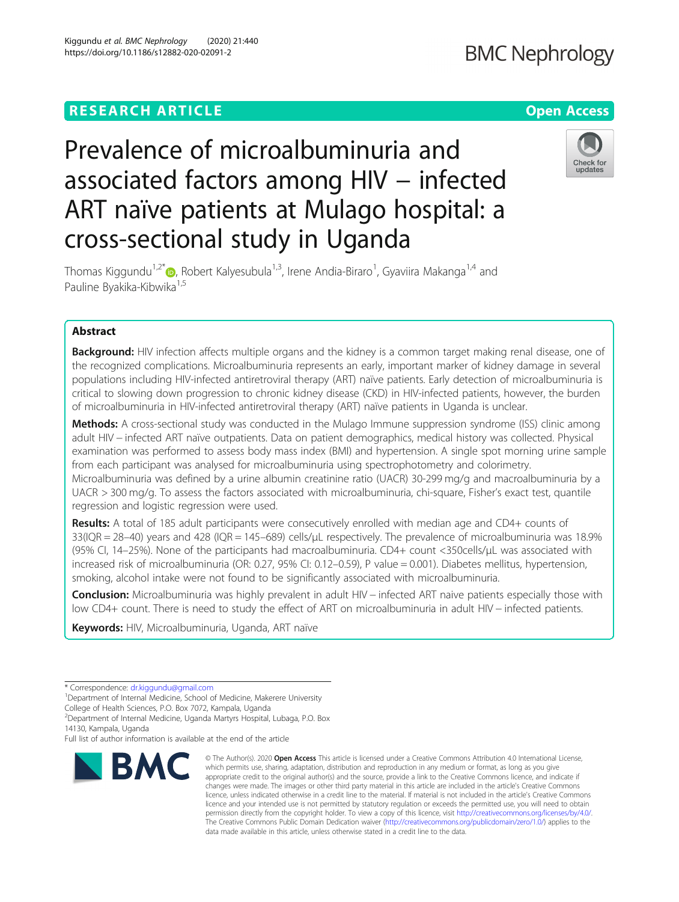RESEARCH ARTICLE

Open Access

# Prevalence of microalbuminuria and associated factors among HIV – infected ART naïve patients at Mulago hospital: a cross-sectional study in Uganda

Thomas Kiggundu[1,2*], Robert Kalyesubula[1,3], Irene Andia-Biraro[1], Gyaviira Makanga[1,4] and Pauline Byakika-Kibwika[1,5]

## Abstract

**Background:** HIV infection affects multiple organs and the kidney is a common target making renal disease, one of the recognized complications. Microalbuminuria represents an early, important marker of kidney damage in several populations including HIV-infected antiretroviral therapy (ART) naïve patients. Early detection of microalbuminuria is critical to slowing down progression to chronic kidney disease (CKD) in HIV-infected patients, however, the burden of microalbuminuria in HIV-infected antiretroviral therapy (ART) naïve patients in Uganda is unclear.

**Methods:** A cross-sectional study was conducted in the Mulago Immune suppression syndrome (ISS) clinic among adult HIV – infected ART naïve outpatients. Data on patient demographics, medical history was collected. Physical examination was performed to assess body mass index (BMI) and hypertension. A single spot morning urine sample from each participant was analysed for microalbuminuria using spectrophotometry and colorimetry. Microalbuminuria was defined by a urine albumin creatinine ratio (UACR) 30-299 mg/g and macroalbuminuria by a UACR > 300 mg/g. To assess the factors associated with microalbuminuria, chi-square, Fisher's exact test, quantile regression and logistic regression were used.

**Results:** A total of 185 adult participants were consecutively enrolled with median age and CD4+ counts of 33(IQR = 28–40) years and 428 (IQR = 145–689) cells/μL respectively. The prevalence of microalbuminuria was 18.9% (95% CI, 14–25%). None of the participants had macroalbuminuria. CD4+ count <350cells/μL was associated with increased risk of microalbuminuria (OR: 0.27, 95% CI: 0.12–0.59), P value = 0.001). Diabetes mellitus, hypertension, smoking, alcohol intake were not found to be significantly associated with microalbuminuria.

**Conclusion:** Microalbuminuria was highly prevalent in adult HIV – infected ART naive patients especially those with low CD4+ count. There is need to study the effect of ART on microalbuminuria in adult HIV – infected patients.

**Keywords:** HIV, Microalbuminuria, Uganda, ART naïve

---

\* Correspondence: dr.kiggundu@gmail.com
[1]Department of Internal Medicine, School of Medicine, Makerere University College of Health Sciences, P.O. Box 7072, Kampala, Uganda
[2]Department of Internal Medicine, Uganda Martyrs Hospital, Lubaga, P.O. Box 14130, Kampala, Uganda
Full list of author information is available at the end of the article

© The Author(s). 2020 **Open Access** This article is licensed under a Creative Commons Attribution 4.0 International License, which permits use, sharing, adaptation, distribution and reproduction in any medium or format, as long as you give appropriate credit to the original author(s) and the source, provide a link to the Creative Commons licence, and indicate if changes were made. The images or other third party material in this article are included in the article's Creative Commons licence, unless indicated otherwise in a credit line to the material. If material is not included in the article's Creative Commons licence and your intended use is not permitted by statutory regulation or exceeds the permitted use, you will need to obtain permission directly from the copyright holder. To view a copy of this licence, visit http://creativecommons.org/licenses/by/4.0/. The Creative Commons Public Domain Dedication waiver (http://creativecommons.org/publicdomain/zero/1.0/) applies to the data made available in this article, unless otherwise stated in a credit line to the data.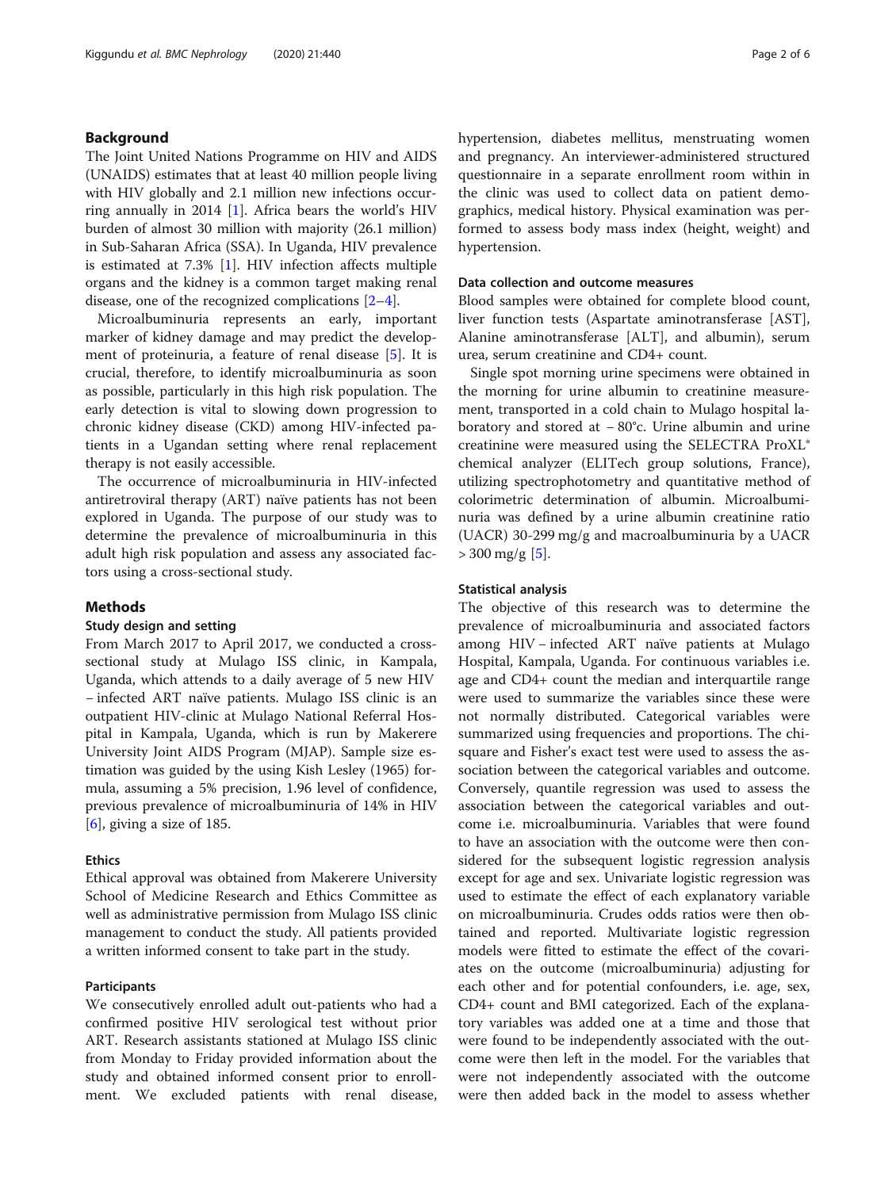## Background

The Joint United Nations Programme on HIV and AIDS (UNAIDS) estimates that at least 40 million people living with HIV globally and 2.1 million new infections occurring annually in 2014 [1]. Africa bears the world's HIV burden of almost 30 million with majority (26.1 million) in Sub-Saharan Africa (SSA). In Uganda, HIV prevalence is estimated at 7.3% [1]. HIV infection affects multiple organs and the kidney is a common target making renal disease, one of the recognized complications [2–4].

Microalbuminuria represents an early, important marker of kidney damage and may predict the development of proteinuria, a feature of renal disease [5]. It is crucial, therefore, to identify microalbuminuria as soon as possible, particularly in this high risk population. The early detection is vital to slowing down progression to chronic kidney disease (CKD) among HIV-infected patients in a Ugandan setting where renal replacement therapy is not easily accessible.

The occurrence of microalbuminuria in HIV-infected antiretroviral therapy (ART) naïve patients has not been explored in Uganda. The purpose of our study was to determine the prevalence of microalbuminuria in this adult high risk population and assess any associated factors using a cross-sectional study.

## Methods

### Study design and setting

From March 2017 to April 2017, we conducted a cross-sectional study at Mulago ISS clinic, in Kampala, Uganda, which attends to a daily average of 5 new HIV – infected ART naïve patients. Mulago ISS clinic is an outpatient HIV-clinic at Mulago National Referral Hospital in Kampala, Uganda, which is run by Makerere University Joint AIDS Program (MJAP). Sample size estimation was guided by the using Kish Lesley (1965) formula, assuming a 5% precision, 1.96 level of confidence, previous prevalence of microalbuminuria of 14% in HIV [6], giving a size of 185.

### Ethics

Ethical approval was obtained from Makerere University School of Medicine Research and Ethics Committee as well as administrative permission from Mulago ISS clinic management to conduct the study. All patients provided a written informed consent to take part in the study.

### Participants

We consecutively enrolled adult out-patients who had a confirmed positive HIV serological test without prior ART. Research assistants stationed at Mulago ISS clinic from Monday to Friday provided information about the study and obtained informed consent prior to enrollment. We excluded patients with renal disease, hypertension, diabetes mellitus, menstruating women and pregnancy. An interviewer-administered structured questionnaire in a separate enrollment room within in the clinic was used to collect data on patient demographics, medical history. Physical examination was performed to assess body mass index (height, weight) and hypertension.

### Data collection and outcome measures

Blood samples were obtained for complete blood count, liver function tests (Aspartate aminotransferase [AST], Alanine aminotransferase [ALT], and albumin), serum urea, serum creatinine and CD4+ count.

Single spot morning urine specimens were obtained in the morning for urine albumin to creatinine measurement, transported in a cold chain to Mulago hospital laboratory and stored at − 80°c. Urine albumin and urine creatinine were measured using the SELECTRA ProXL® chemical analyzer (ELITech group solutions, France), utilizing spectrophotometry and quantitative method of colorimetric determination of albumin. Microalbuminuria was defined by a urine albumin creatinine ratio (UACR) 30-299 mg/g and macroalbuminuria by a UACR > 300 mg/g [5].

### Statistical analysis

The objective of this research was to determine the prevalence of microalbuminuria and associated factors among HIV – infected ART naïve patients at Mulago Hospital, Kampala, Uganda. For continuous variables i.e. age and CD4+ count the median and interquartile range were used to summarize the variables since these were not normally distributed. Categorical variables were summarized using frequencies and proportions. The chi-square and Fisher's exact test were used to assess the association between the categorical variables and outcome. Conversely, quantile regression was used to assess the association between the categorical variables and outcome i.e. microalbuminuria. Variables that were found to have an association with the outcome were then considered for the subsequent logistic regression analysis except for age and sex. Univariate logistic regression was used to estimate the effect of each explanatory variable on microalbuminuria. Crudes odds ratios were then obtained and reported. Multivariate logistic regression models were fitted to estimate the effect of the covariates on the outcome (microalbuminuria) adjusting for each other and for potential confounders, i.e. age, sex, CD4+ count and BMI categorized. Each of the explanatory variables was added one at a time and those that were found to be independently associated with the outcome were then left in the model. For the variables that were not independently associated with the outcome were then added back in the model to assess whether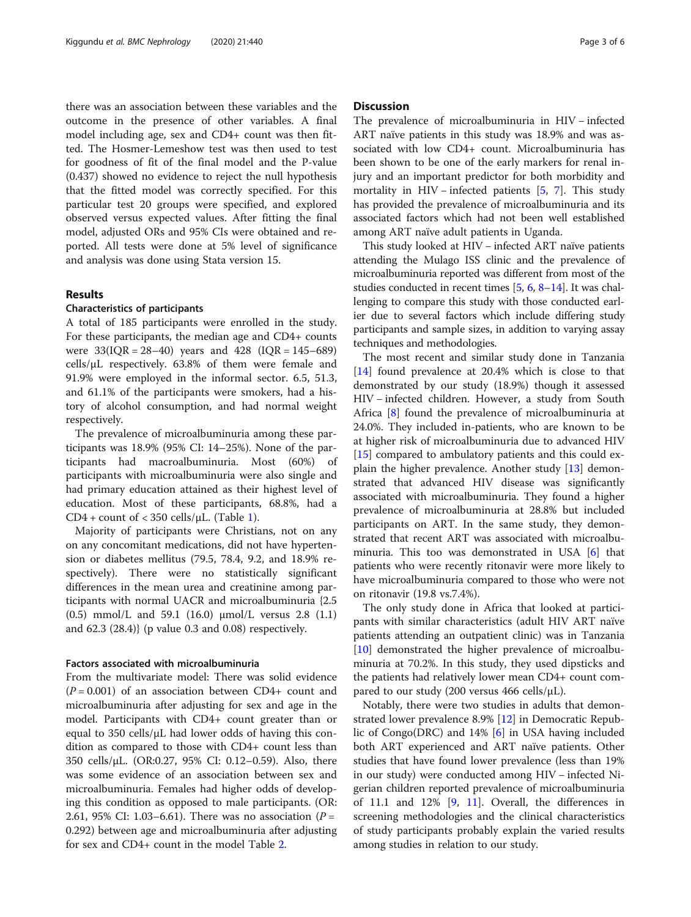there was an association between these variables and the outcome in the presence of other variables. A final model including age, sex and CD4+ count was then fitted. The Hosmer-Lemeshow test was then used to test for goodness of fit of the final model and the P-value (0.437) showed no evidence to reject the null hypothesis that the fitted model was correctly specified. For this particular test 20 groups were specified, and explored observed versus expected values. After fitting the final model, adjusted ORs and 95% CIs were obtained and reported. All tests were done at 5% level of significance and analysis was done using Stata version 15.

## Results

### Characteristics of participants

A total of 185 participants were enrolled in the study. For these participants, the median age and CD4+ counts were 33(IQR = 28–40) years and 428 (IQR = 145–689) cells/μL respectively. 63.8% of them were female and 91.9% were employed in the informal sector. 6.5, 51.3, and 61.1% of the participants were smokers, had a history of alcohol consumption, and had normal weight respectively.

The prevalence of microalbuminuria among these participants was 18.9% (95% CI: 14–25%). None of the participants had macroalbuminuria. Most (60%) of participants with microalbuminuria were also single and had primary education attained as their highest level of education. Most of these participants, 68.8%, had a CD4 + count of < 350 cells/μL. (Table 1).

Majority of participants were Christians, not on any on any concomitant medications, did not have hypertension or diabetes mellitus (79.5, 78.4, 9.2, and 18.9% respectively). There were no statistically significant differences in the mean urea and creatinine among participants with normal UACR and microalbuminuria {2.5 (0.5) mmol/L and 59.1 (16.0) μmol/L versus 2.8 (1.1) and 62.3 (28.4)} (p value 0.3 and 0.08) respectively.

### Factors associated with microalbuminuria

From the multivariate model: There was solid evidence ($P = 0.001$) of an association between CD4+ count and microalbuminuria after adjusting for sex and age in the model. Participants with CD4+ count greater than or equal to 350 cells/μL had lower odds of having this condition as compared to those with CD4+ count less than 350 cells/μL. (OR:0.27, 95% CI: 0.12–0.59). Also, there was some evidence of an association between sex and microalbuminuria. Females had higher odds of developing this condition as opposed to male participants. (OR: 2.61, 95% CI: 1.03–6.61). There was no association ($P = 0.292$) between age and microalbuminuria after adjusting for sex and CD4+ count in the model Table 2.

## Discussion

The prevalence of microalbuminuria in HIV – infected ART naïve patients in this study was 18.9% and was associated with low CD4+ count. Microalbuminuria has been shown to be one of the early markers for renal injury and an important predictor for both morbidity and mortality in HIV – infected patients [5, 7]. This study has provided the prevalence of microalbuminuria and its associated factors which had not been well established among ART naïve adult patients in Uganda.

This study looked at HIV – infected ART naïve patients attending the Mulago ISS clinic and the prevalence of microalbuminuria reported was different from most of the studies conducted in recent times [5, 6, 8–14]. It was challenging to compare this study with those conducted earlier due to several factors which include differing study participants and sample sizes, in addition to varying assay techniques and methodologies.

The most recent and similar study done in Tanzania [14] found prevalence at 20.4% which is close to that demonstrated by our study (18.9%) though it assessed HIV – infected children. However, a study from South Africa [8] found the prevalence of microalbuminuria at 24.0%. They included in-patients, who are known to be at higher risk of microalbuminuria due to advanced HIV [15] compared to ambulatory patients and this could explain the higher prevalence. Another study [13] demonstrated that advanced HIV disease was significantly associated with microalbuminuria. They found a higher prevalence of microalbuminuria at 28.8% but included participants on ART. In the same study, they demonstrated that recent ART was associated with microalbuminuria. This too was demonstrated in USA [6] that patients who were recently ritonavir were more likely to have microalbuminuria compared to those who were not on ritonavir (19.8 vs.7.4%).

The only study done in Africa that looked at participants with similar characteristics (adult HIV ART naïve patients attending an outpatient clinic) was in Tanzania [10] demonstrated the higher prevalence of microalbuminuria at 70.2%. In this study, they used dipsticks and the patients had relatively lower mean CD4+ count compared to our study (200 versus 466 cells/μL).

Notably, there were two studies in adults that demonstrated lower prevalence 8.9% [12] in Democratic Republic of Congo(DRC) and 14% [6] in USA having included both ART experienced and ART naïve patients. Other studies that have found lower prevalence (less than 19% in our study) were conducted among HIV – infected Nigerian children reported prevalence of microalbuminuria of 11.1 and 12% [9, 11]. Overall, the differences in screening methodologies and the clinical characteristics of study participants probably explain the varied results among studies in relation to our study.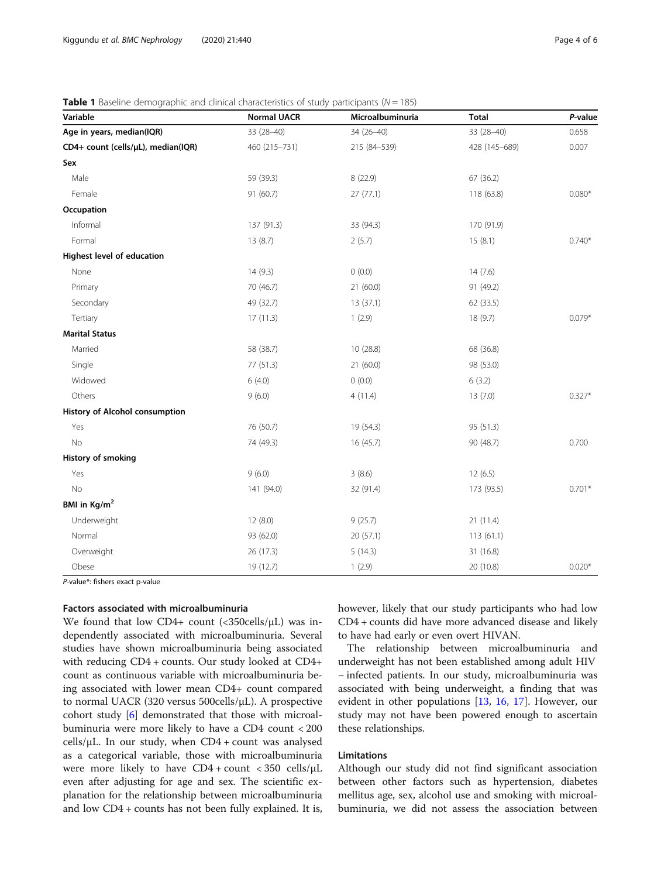**Table 1** Baseline demographic and clinical characteristics of study participants ($N = 185$)

| Variable | Normal UACR | Microalbuminuria | Total | *P*-value |
|---|---|---|---|---|
| **Age in years, median(IQR)** | 33 (28–40) | 34 (26–40) | 33 (28–40) | 0.658 |
| **CD4+ count (cells/μL), median(IQR)** | 460 (215–731) | 215 (84–539) | 428 (145–689) | 0.007 |
| **Sex** | | | | |
| Male | 59 (39.3) | 8 (22.9) | 67 (36.2) | |
| Female | 91 (60.7) | 27 (77.1) | 118 (63.8) | 0.080* |
| **Occupation** | | | | |
| Informal | 137 (91.3) | 33 (94.3) | 170 (91.9) | |
| Formal | 13 (8.7) | 2 (5.7) | 15 (8.1) | 0.740* |
| **Highest level of education** | | | | |
| None | 14 (9.3) | 0 (0.0) | 14 (7.6) | |
| Primary | 70 (46.7) | 21 (60.0) | 91 (49.2) | |
| Secondary | 49 (32.7) | 13 (37.1) | 62 (33.5) | |
| Tertiary | 17 (11.3) | 1 (2.9) | 18 (9.7) | 0.079* |
| **Marital Status** | | | | |
| Married | 58 (38.7) | 10 (28.8) | 68 (36.8) | |
| Single | 77 (51.3) | 21 (60.0) | 98 (53.0) | |
| Widowed | 6 (4.0) | 0 (0.0) | 6 (3.2) | |
| Others | 9 (6.0) | 4 (11.4) | 13 (7.0) | 0.327* |
| **History of Alcohol consumption** | | | | |
| Yes | 76 (50.7) | 19 (54.3) | 95 (51.3) | |
| No | 74 (49.3) | 16 (45.7) | 90 (48.7) | 0.700 |
| **History of smoking** | | | | |
| Yes | 9 (6.0) | 3 (8.6) | 12 (6.5) | |
| No | 141 (94.0) | 32 (91.4) | 173 (93.5) | 0.701* |
| **BMI in Kg/m$^2$** | | | | |
| Underweight | 12 (8.0) | 9 (25.7) | 21 (11.4) | |
| Normal | 93 (62.0) | 20 (57.1) | 113 (61.1) | |
| Overweight | 26 (17.3) | 5 (14.3) | 31 (16.8) | |
| Obese | 19 (12.7) | 1 (2.9) | 20 (10.8) | 0.020* |

*P*-value*: fishers exact p-value

### Factors associated with microalbuminuria

We found that low CD4+ count (<350cells/μL) was independently associated with microalbuminuria. Several studies have shown microalbuminuria being associated with reducing CD4 + counts. Our study looked at CD4+ count as continuous variable with microalbuminuria being associated with lower mean CD4+ count compared to normal UACR (320 versus 500cells/μL). A prospective cohort study [6] demonstrated that those with microalbuminuria were more likely to have a CD4 count < 200 cells/μL. In our study, when CD4 + count was analysed as a categorical variable, those with microalbuminuria were more likely to have CD4 + count < 350 cells/μL even after adjusting for age and sex. The scientific explanation for the relationship between microalbuminuria and low CD4 + counts has not been fully explained. It is, however, likely that our study participants who had low CD4 + counts did have more advanced disease and likely to have had early or even overt HIVAN.

The relationship between microalbuminuria and underweight has not been established among adult HIV – infected patients. In our study, microalbuminuria was associated with being underweight, a finding that was evident in other populations [13, 16, 17]. However, our study may not have been powered enough to ascertain these relationships.

### Limitations

Although our study did not find significant association between other factors such as hypertension, diabetes mellitus age, sex, alcohol use and smoking with microalbuminuria, we did not assess the association between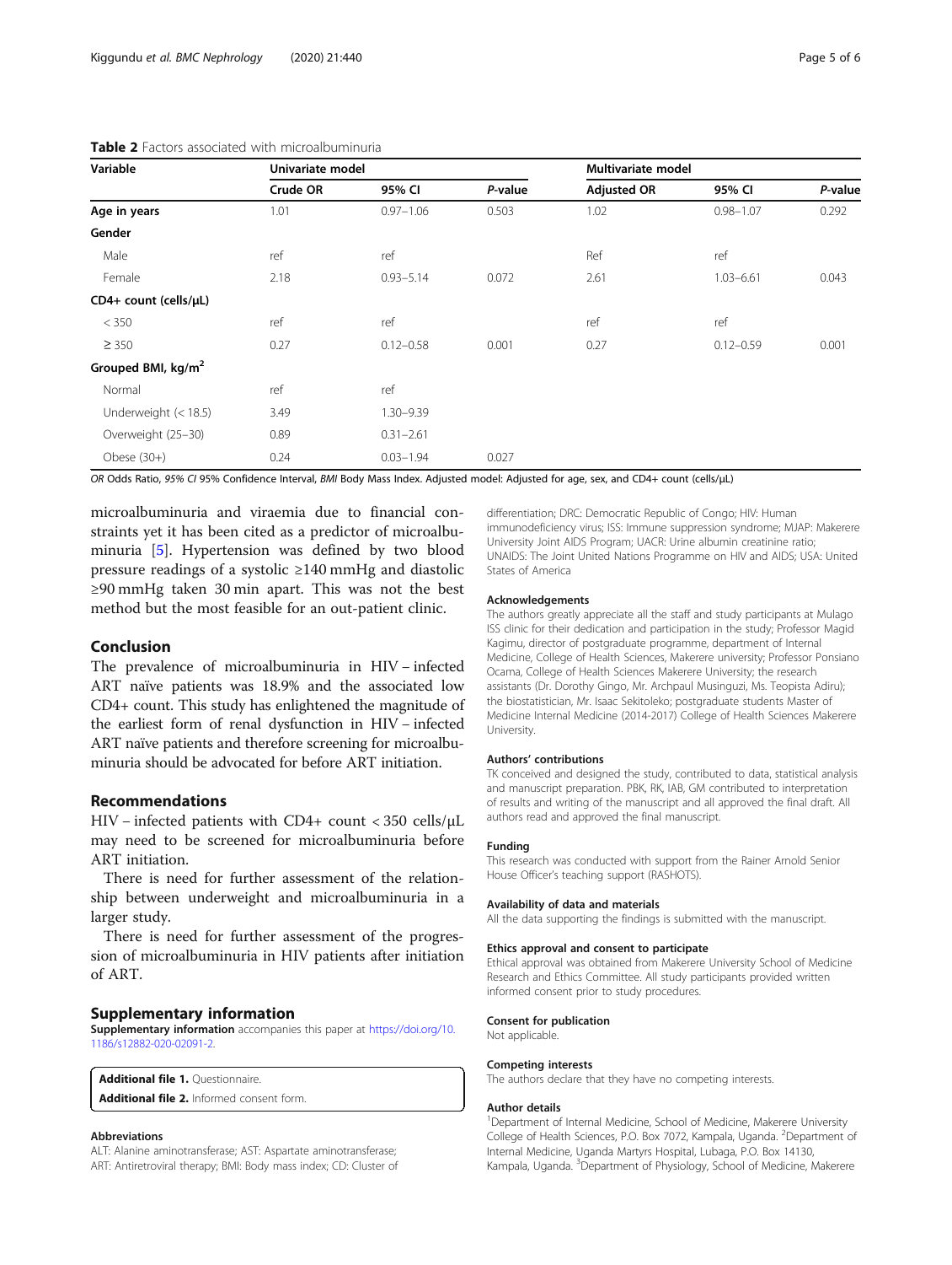**Table 2** Factors associated with microalbuminuria

| Variable | Univariate model | | | Multivariate model | | |
|---|---|---|---|---|---|---|
| | Crude OR | 95% CI | *P*-value | Adjusted OR | 95% CI | *P*-value |
| **Age in years** | 1.01 | 0.97–1.06 | 0.503 | 1.02 | 0.98–1.07 | 0.292 |
| **Gender** | | | | | | |
| Male | ref | ref | | Ref | ref | |
| Female | 2.18 | 0.93–5.14 | 0.072 | 2.61 | 1.03–6.61 | 0.043 |
| **CD4+ count (cells/μL)** | | | | | | |
| < 350 | ref | ref | | ref | ref | |
| ≥ 350 | 0.27 | 0.12–0.58 | 0.001 | 0.27 | 0.12–0.59 | 0.001 |
| **Grouped BMI, kg/m$^2$** | | | | | | |
| Normal | ref | ref | | | | |
| Underweight (< 18.5) | 3.49 | 1.30–9.39 | | | | |
| Overweight (25–30) | 0.89 | 0.31–2.61 | | | | |
| Obese (30+) | 0.24 | 0.03–1.94 | 0.027 | | | |

*OR* Odds Ratio, *95% CI* 95% Confidence Interval, *BMI* Body Mass Index. Adjusted model: Adjusted for age, sex, and CD4+ count (cells/μL)

microalbuminuria and viraemia due to financial constraints yet it has been cited as a predictor of microalbuminuria [5]. Hypertension was defined by two blood pressure readings of a systolic ≥140 mmHg and diastolic ≥90 mmHg taken 30 min apart. This was not the best method but the most feasible for an out-patient clinic.

## Conclusion

The prevalence of microalbuminuria in HIV – infected ART naïve patients was 18.9% and the associated low CD4+ count. This study has enlightened the magnitude of the earliest form of renal dysfunction in HIV – infected ART naïve patients and therefore screening for microalbuminuria should be advocated for before ART initiation.

## Recommendations

HIV – infected patients with CD4+ count < 350 cells/μL may need to be screened for microalbuminuria before ART initiation.

There is need for further assessment of the relationship between underweight and microalbuminuria in a larger study.

There is need for further assessment of the progression of microalbuminuria in HIV patients after initiation of ART.

## Supplementary information

**Supplementary information** accompanies this paper at https://doi.org/10.1186/s12882-020-02091-2.

**Additional file 1.** Questionnaire.
**Additional file 2.** Informed consent form.

### Abbreviations

ALT: Alanine aminotransferase; AST: Aspartate aminotransferase; ART: Antiretroviral therapy; BMI: Body mass index; CD: Cluster of differentiation; DRC: Democratic Republic of Congo; HIV: Human immunodeficiency virus; ISS: Immune suppression syndrome; MJAP: Makerere University Joint AIDS Program; UACR: Urine albumin creatinine ratio; UNAIDS: The Joint United Nations Programme on HIV and AIDS; USA: United States of America

### Acknowledgements

The authors greatly appreciate all the staff and study participants at Mulago ISS clinic for their dedication and participation in the study; Professor Magid Kagimu, director of postgraduate programme, department of Internal Medicine, College of Health Sciences, Makerere university; Professor Ponsiano Ocama, College of Health Sciences Makerere University; the research assistants (Dr. Dorothy Gingo, Mr. Archpaul Musinguzi, Ms. Teopista Adiru); the biostatistician, Mr. Isaac Sekitoleko; postgraduate students Master of Medicine Internal Medicine (2014-2017) College of Health Sciences Makerere University.

### Authors' contributions

TK conceived and designed the study, contributed to data, statistical analysis and manuscript preparation. PBK, RK, IAB, GM contributed to interpretation of results and writing of the manuscript and all approved the final draft. All authors read and approved the final manuscript.

### Funding

This research was conducted with support from the Rainer Arnold Senior House Officer's teaching support (RASHOTS).

### Availability of data and materials

All the data supporting the findings is submitted with the manuscript.

### Ethics approval and consent to participate

Ethical approval was obtained from Makerere University School of Medicine Research and Ethics Committee. All study participants provided written informed consent prior to study procedures.

### Consent for publication

Not applicable.

### Competing interests

The authors declare that they have no competing interests.

### Author details

[1]Department of Internal Medicine, School of Medicine, Makerere University College of Health Sciences, P.O. Box 7072, Kampala, Uganda. [2]Department of Internal Medicine, Uganda Martyrs Hospital, Lubaga, P.O. Box 14130, Kampala, Uganda. [3]Department of Physiology, School of Medicine, Makerere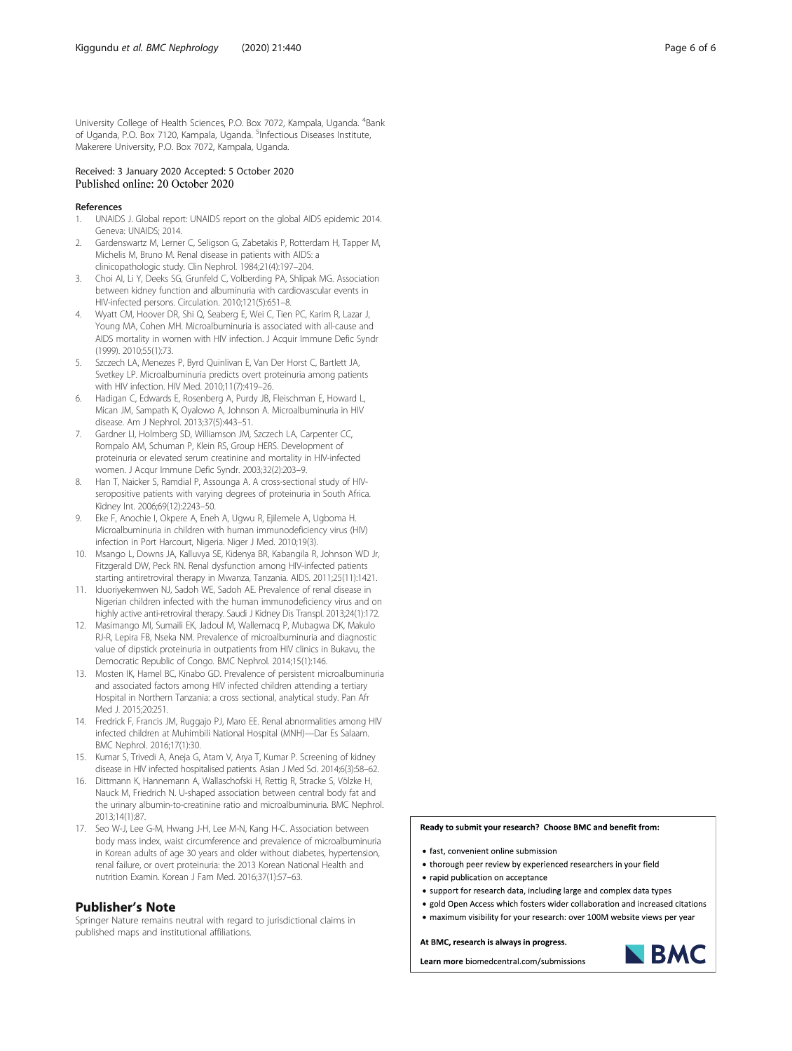University College of Health Sciences, P.O. Box 7072, Kampala, Uganda. [4]Bank of Uganda, P.O. Box 7120, Kampala, Uganda. [5]Infectious Diseases Institute, Makerere University, P.O. Box 7072, Kampala, Uganda.

Received: 3 January 2020 Accepted: 5 October 2020
Published online: 20 October 2020

## References

1. UNAIDS J. Global report: UNAIDS report on the global AIDS epidemic 2014. Geneva: UNAIDS; 2014.
2. Gardenswartz M, Lerner C, Seligson G, Zabetakis P, Rotterdam H, Tapper M, Michelis M, Bruno M. Renal disease in patients with AIDS: a clinicopathologic study. Clin Nephrol. 1984;21(4):197–204.
3. Choi AI, Li Y, Deeks SG, Grunfeld C, Volberding PA, Shlipak MG. Association between kidney function and albuminuria with cardiovascular events in HIV-infected persons. Circulation. 2010;121(5):651–8.
4. Wyatt CM, Hoover DR, Shi Q, Seaberg E, Wei C, Tien PC, Karim R, Lazar J, Young MA, Cohen MH. Microalbuminuria is associated with all-cause and AIDS mortality in women with HIV infection. J Acquir Immune Defic Syndr (1999). 2010;55(1):73.
5. Szczech LA, Menezes P, Byrd Quinlivan E, Van Der Horst C, Bartlett JA, Svetkey LP. Microalbuminuria predicts overt proteinuria among patients with HIV infection. HIV Med. 2010;11(7):419–26.
6. Hadigan C, Edwards E, Rosenberg A, Purdy JB, Fleischman E, Howard L, Mican JM, Sampath K, Oyalowo A, Johnson A. Microalbuminuria in HIV disease. Am J Nephrol. 2013;37(5):443–51.
7. Gardner LI, Holmberg SD, Williamson JM, Szczech LA, Carpenter CC, Rompalo AM, Schuman P, Klein RS, Group HERS. Development of proteinuria or elevated serum creatinine and mortality in HIV-infected women. J Acqur Immune Defic Syndr. 2003;32(2):203–9.
8. Han T, Naicker S, Ramdial P, Assounga A. A cross-sectional study of HIV-seropositive patients with varying degrees of proteinuria in South Africa. Kidney Int. 2006;69(12):2243–50.
9. Eke F, Anochie I, Okpere A, Eneh A, Ugwu R, Ejilemele A, Ugboma H. Microalbuminuria in children with human immunodeficiency virus (HIV) infection in Port Harcourt, Nigeria. Niger J Med. 2010;19(3).
10. Msango L, Downs JA, Kalluvya SE, Kidenya BR, Kabangila R, Johnson WD Jr, Fitzgerald DW, Peck RN. Renal dysfunction among HIV-infected patients starting antiretroviral therapy in Mwanza, Tanzania. AIDS. 2011;25(11):1421.
11. Iduoriyekemwen NJ, Sadoh WE, Sadoh AE. Prevalence of renal disease in Nigerian children infected with the human immunodeficiency virus and on highly active anti-retroviral therapy. Saudi J Kidney Dis Transpl. 2013;24(1):172.
12. Masimango MI, Sumaili EK, Jadoul M, Wallemacq P, Mubagwa DK, Makulo RJ-R, Lepira FB, Nseka NM. Prevalence of microalbuminuria and diagnostic value of dipstick proteinuria in outpatients from HIV clinics in Bukavu, the Democratic Republic of Congo. BMC Nephrol. 2014;15(1):146.
13. Mosten IK, Hamel BC, Kinabo GD. Prevalence of persistent microalbuminuria and associated factors among HIV infected children attending a tertiary Hospital in Northern Tanzania: a cross sectional, analytical study. Pan Afr Med J. 2015;20:251.
14. Fredrick F, Francis JM, Ruggajo PJ, Maro EE. Renal abnormalities among HIV infected children at Muhimbili National Hospital (MNH)—Dar Es Salaam. BMC Nephrol. 2016;17(1):30.
15. Kumar S, Trivedi A, Aneja G, Atam V, Arya T, Kumar P. Screening of kidney disease in HIV infected hospitalised patients. Asian J Med Sci. 2014;6(3):58–62.
16. Dittmann K, Hannemann A, Wallaschofski H, Rettig R, Stracke S, Völzke H, Nauck M, Friedrich N. U-shaped association between central body fat and the urinary albumin-to-creatinine ratio and microalbuminuria. BMC Nephrol. 2013;14(1):87.
17. Seo W-J, Lee G-M, Hwang J-H, Lee M-N, Kang H-C. Association between body mass index, waist circumference and prevalence of microalbuminuria in Korean adults of age 30 years and older without diabetes, hypertension, renal failure, or overt proteinuria: the 2013 Korean National Health and nutrition Examin. Korean J Fam Med. 2016;37(1):57–63.

## Publisher's Note

Springer Nature remains neutral with regard to jurisdictional claims in published maps and institutional affiliations.

**Ready to submit your research? Choose BMC and benefit from:**

- fast, convenient online submission
- thorough peer review by experienced researchers in your field
- rapid publication on acceptance
- support for research data, including large and complex data types
- gold Open Access which fosters wider collaboration and increased citations
- maximum visibility for your research: over 100M website views per year

**At BMC, research is always in progress.**

**Learn more** biomedcentral.com/submissions